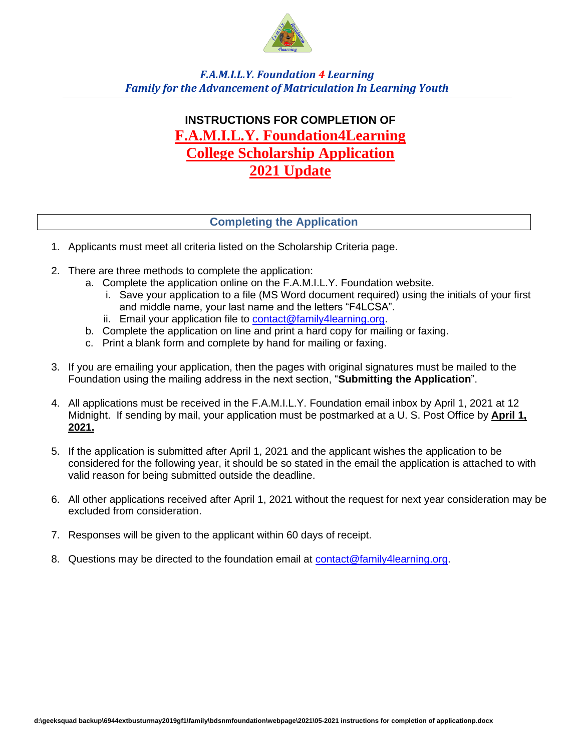*F.A.M.I.L.Y. Foundation 4 Learning*
*Family for the Advancement of Matriculation In Learning Youth*

# INSTRUCTIONS FOR COMPLETION OF

# F.A.M.I.L.Y. Foundation4Learning College Scholarship Application 2021 Update

## Completing the Application

1. Applicants must meet all criteria listed on the Scholarship Criteria page.

2. There are three methods to complete the application:
   a. Complete the application online on the F.A.M.I.L.Y. Foundation website.
      i. Save your application to a file (MS Word document required) using the initials of your first and middle name, your last name and the letters "F4LCSA".
      ii. Email your application file to contact@family4learning.org.
   b. Complete the application on line and print a hard copy for mailing or faxing.
   c. Print a blank form and complete by hand for mailing or faxing.

3. If you are emailing your application, then the pages with original signatures must be mailed to the Foundation using the mailing address in the next section, "**Submitting the Application**".

4. All applications must be received in the F.A.M.I.L.Y. Foundation email inbox by April 1, 2021 at 12 Midnight. If sending by mail, your application must be postmarked at a U. S. Post Office by **April 1, 2021.**

5. If the application is submitted after April 1, 2021 and the applicant wishes the application to be considered for the following year, it should be so stated in the email the application is attached to with valid reason for being submitted outside the deadline.

6. All other applications received after April 1, 2021 without the request for next year consideration may be excluded from consideration.

7. Responses will be given to the applicant within 60 days of receipt.

8. Questions may be directed to the foundation email at contact@family4learning.org.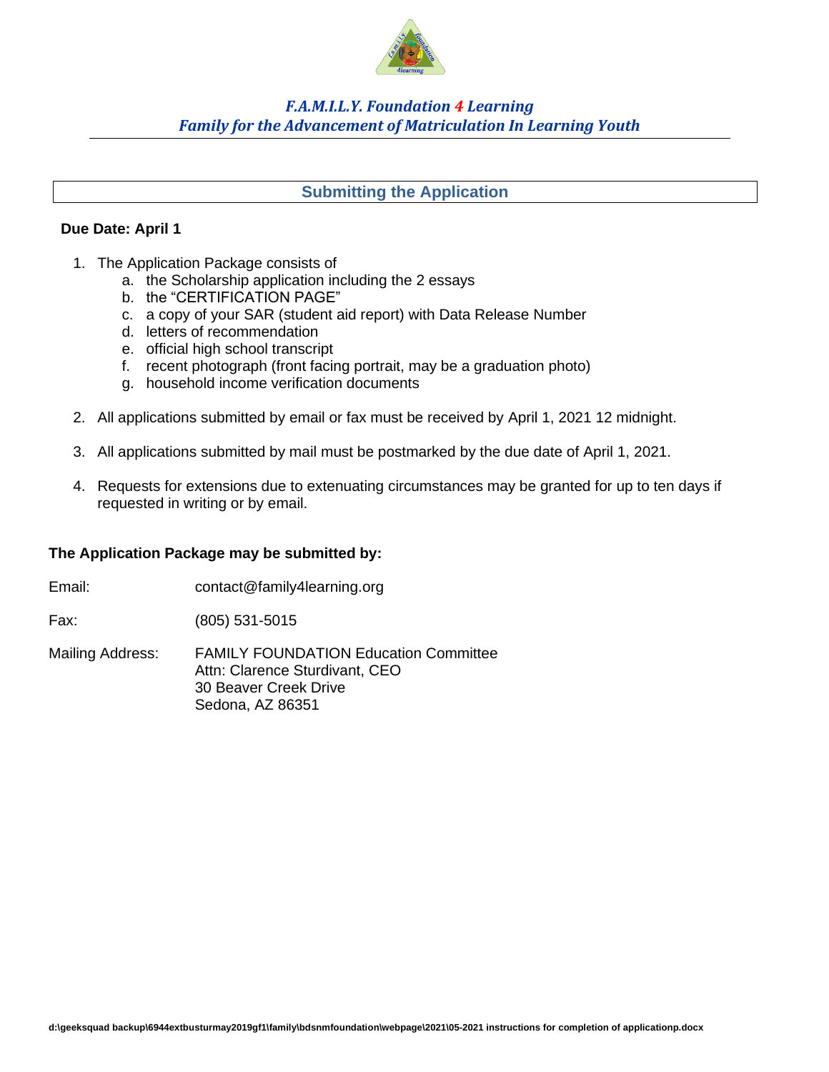*F.A.M.I.L.Y. Foundation 4 Learning*
*Family for the Advancement of Matriculation In Learning Youth*

## Submitting the Application

**Due Date: April 1**

1. The Application Package consists of
   a. the Scholarship application including the 2 essays
   b. the "CERTIFICATION PAGE"
   c. a copy of your SAR (student aid report) with Data Release Number
   d. letters of recommendation
   e. official high school transcript
   f. recent photograph (front facing portrait, may be a graduation photo)
   g. household income verification documents

2. All applications submitted by email or fax must be received by April 1, 2021 12 midnight.

3. All applications submitted by mail must be postmarked by the due date of April 1, 2021.

4. Requests for extensions due to extenuating circumstances may be granted for up to ten days if requested in writing or by email.

**The Application Package may be submitted by:**

Email: contact@family4learning.org

Fax: (805) 531-5015

Mailing Address: FAMILY FOUNDATION Education Committee
Attn: Clarence Sturdivant, CEO
30 Beaver Creek Drive
Sedona, AZ 86351

**d:\geeksquad backup\6944extbusturmay2019gf1\family\bdsnmfoundation\webpage\2021\05-2021 instructions for completion of applicationp.docx**